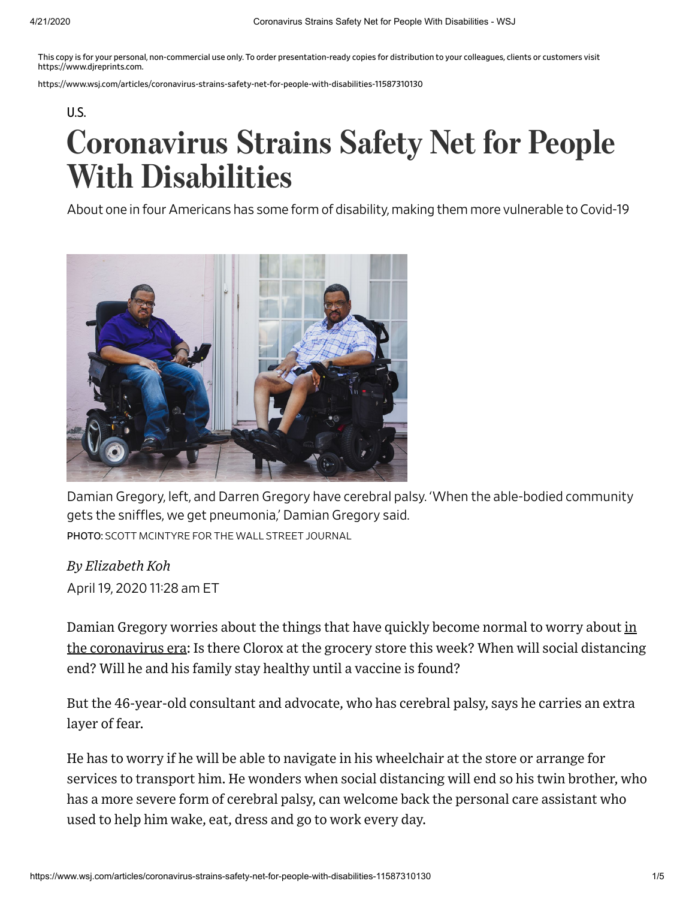This copy is for your personal, non-commercial use only. To order presentation-ready copies for distribution to your colleagues, clients or customers visit https://www.djreprints.com.

https://www.wsj.com/articles/coronavirus-strains-safety-net-for-people-with-disabilities-11587310130

U.S.

# Coronavirus Strains Safety Net for People With Disabilities

About one in four Americans has some form of disability, making them more vulnerable to Covid-19

Damian Gregory, left, and Darren Gregory have cerebral palsy. 'When the able-bodied community gets the sniffles, we get pneumonia,' Damian Gregory said.

PHOTO: SCOTT MCINTYRE FOR THE WALL STREET JOURNAL

*By Elizabeth Koh*

April 19, 2020 11:28 am ET

Damian Gregory worries about the things that have quickly become normal to worry about in the coronavirus era: Is there Clorox at the grocery store this week? When will social distancing end? Will he and his family stay healthy until a vaccine is found?

But the 46-year-old consultant and advocate, who has cerebral palsy, says he carries an extra layer of fear.

He has to worry if he will be able to navigate in his wheelchair at the store or arrange for services to transport him. He wonders when social distancing will end so his twin brother, who has a more severe form of cerebral palsy, can welcome back the personal care assistant who used to help him wake, eat, dress and go to work every day.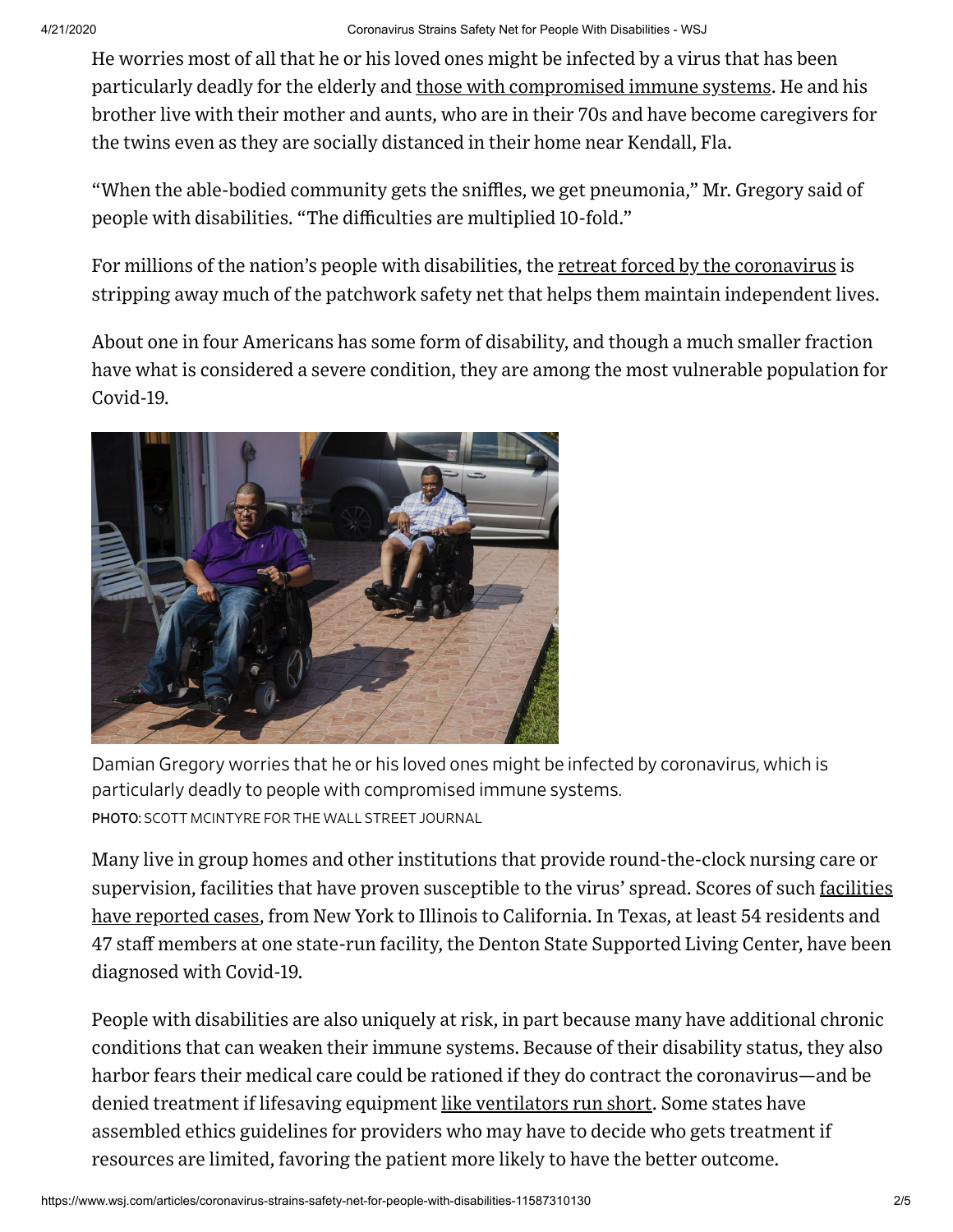He worries most of all that he or his loved ones might be infected by a virus that has been particularly deadly for the elderly and those with compromised immune systems. He and his brother live with their mother and aunts, who are in their 70s and have become caregivers for the twins even as they are socially distanced in their home near Kendall, Fla.

"When the able-bodied community gets the sniffles, we get pneumonia," Mr. Gregory said of people with disabilities. "The difficulties are multiplied 10-fold."

For millions of the nation's people with disabilities, the retreat forced by the coronavirus is stripping away much of the patchwork safety net that helps them maintain independent lives.

About one in four Americans has some form of disability, and though a much smaller fraction have what is considered a severe condition, they are among the most vulnerable population for Covid-19.

Damian Gregory worries that he or his loved ones might be infected by coronavirus, which is particularly deadly to people with compromised immune systems.

PHOTO: SCOTT MCINTYRE FOR THE WALL STREET JOURNAL

Many live in group homes and other institutions that provide round-the-clock nursing care or supervision, facilities that have proven susceptible to the virus' spread. Scores of such facilities have reported cases, from New York to Illinois to California. In Texas, at least 54 residents and 47 staff members at one state-run facility, the Denton State Supported Living Center, have been diagnosed with Covid-19.

People with disabilities are also uniquely at risk, in part because many have additional chronic conditions that can weaken their immune systems. Because of their disability status, they also harbor fears their medical care could be rationed if they do contract the coronavirus—and be denied treatment if lifesaving equipment like ventilators run short. Some states have assembled ethics guidelines for providers who may have to decide who gets treatment if resources are limited, favoring the patient more likely to have the better outcome.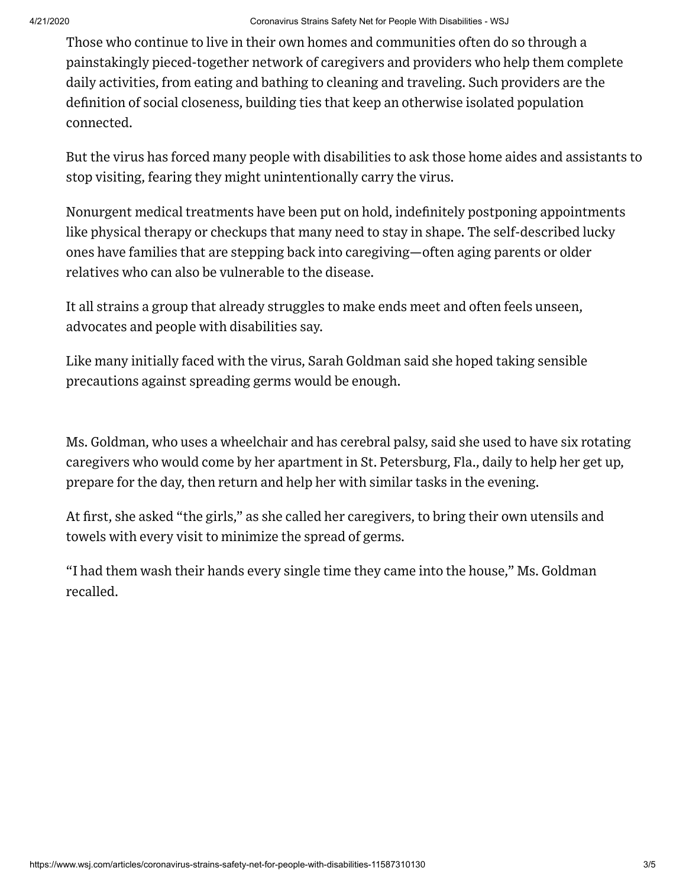Those who continue to live in their own homes and communities often do so through a painstakingly pieced-together network of caregivers and providers who help them complete daily activities, from eating and bathing to cleaning and traveling. Such providers are the definition of social closeness, building ties that keep an otherwise isolated population connected.

But the virus has forced many people with disabilities to ask those home aides and assistants to stop visiting, fearing they might unintentionally carry the virus.

Nonurgent medical treatments have been put on hold, indefinitely postponing appointments like physical therapy or checkups that many need to stay in shape. The self-described lucky ones have families that are stepping back into caregiving—often aging parents or older relatives who can also be vulnerable to the disease.

It all strains a group that already struggles to make ends meet and often feels unseen, advocates and people with disabilities say.

Like many initially faced with the virus, Sarah Goldman said she hoped taking sensible precautions against spreading germs would be enough.

Ms. Goldman, who uses a wheelchair and has cerebral palsy, said she used to have six rotating caregivers who would come by her apartment in St. Petersburg, Fla., daily to help her get up, prepare for the day, then return and help her with similar tasks in the evening.

At first, she asked "the girls," as she called her caregivers, to bring their own utensils and towels with every visit to minimize the spread of germs.

"I had them wash their hands every single time they came into the house," Ms. Goldman recalled.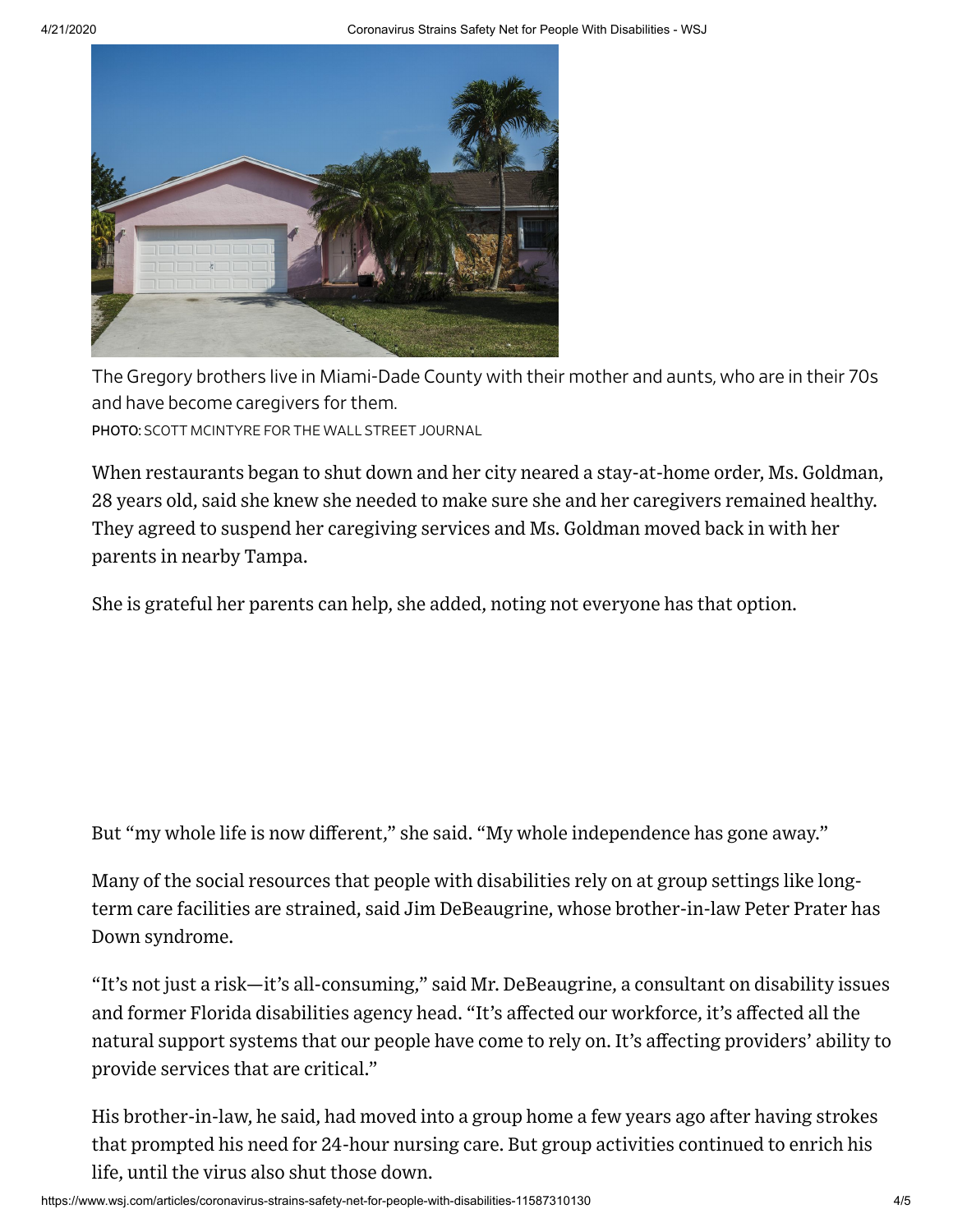The Gregory brothers live in Miami-Dade County with their mother and aunts, who are in their 70s and have become caregivers for them.
PHOTO: SCOTT MCINTYRE FOR THE WALL STREET JOURNAL

When restaurants began to shut down and her city neared a stay-at-home order, Ms. Goldman, 28 years old, said she knew she needed to make sure she and her caregivers remained healthy. They agreed to suspend her caregiving services and Ms. Goldman moved back in with her parents in nearby Tampa.

She is grateful her parents can help, she added, noting not everyone has that option.

But "my whole life is now different," she said. "My whole independence has gone away."

Many of the social resources that people with disabilities rely on at group settings like long-term care facilities are strained, said Jim DeBeaugrine, whose brother-in-law Peter Prater has Down syndrome.

"It's not just a risk—it's all-consuming," said Mr. DeBeaugrine, a consultant on disability issues and former Florida disabilities agency head. "It's affected our workforce, it's affected all the natural support systems that our people have come to rely on. It's affecting providers' ability to provide services that are critical."

His brother-in-law, he said, had moved into a group home a few years ago after having strokes that prompted his need for 24-hour nursing care. But group activities continued to enrich his life, until the virus also shut those down.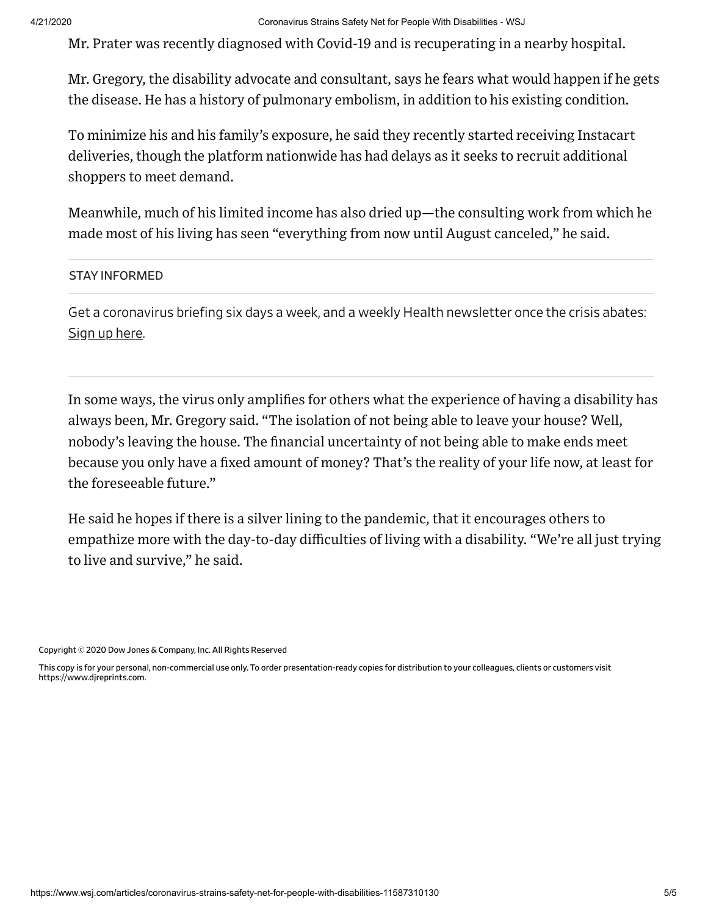Mr. Prater was recently diagnosed with Covid-19 and is recuperating in a nearby hospital.

Mr. Gregory, the disability advocate and consultant, says he fears what would happen if he gets the disease. He has a history of pulmonary embolism, in addition to his existing condition.

To minimize his and his family's exposure, he said they recently started receiving Instacart deliveries, though the platform nationwide has had delays as it seeks to recruit additional shoppers to meet demand.

Meanwhile, much of his limited income has also dried up—the consulting work from which he made most of his living has seen "everything from now until August canceled," he said.

---

STAY INFORMED

Get a coronavirus briefing six days a week, and a weekly Health newsletter once the crisis abates: Sign up here.

---

In some ways, the virus only amplifies for others what the experience of having a disability has always been, Mr. Gregory said. "The isolation of not being able to leave your house? Well, nobody's leaving the house. The financial uncertainty of not being able to make ends meet because you only have a fixed amount of money? That's the reality of your life now, at least for the foreseeable future."

He said he hopes if there is a silver lining to the pandemic, that it encourages others to empathize more with the day-to-day difficulties of living with a disability. "We're all just trying to live and survive," he said.

Copyright © 2020 Dow Jones & Company, Inc. All Rights Reserved

This copy is for your personal, non-commercial use only. To order presentation-ready copies for distribution to your colleagues, clients or customers visit https://www.djreprints.com.